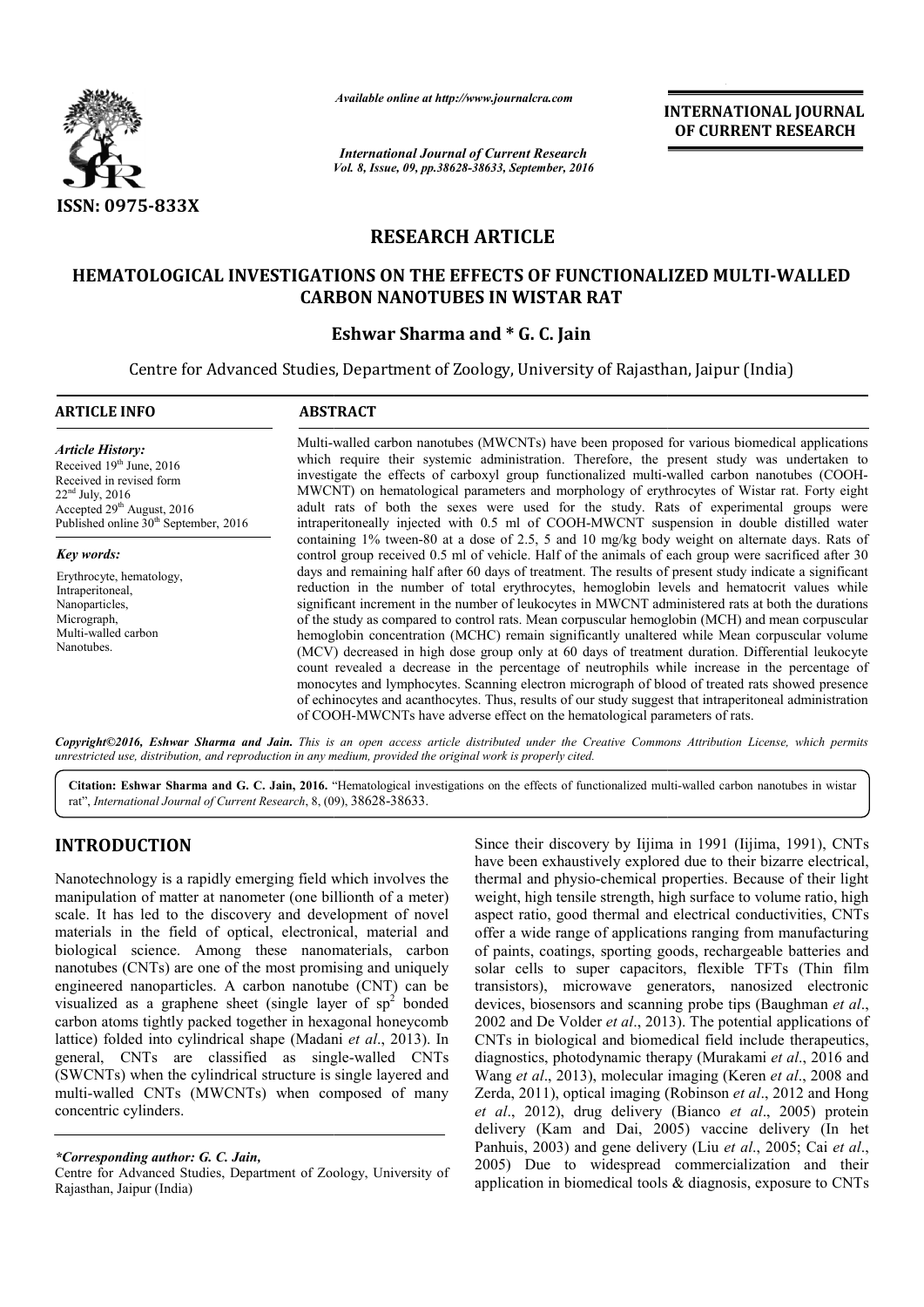*Available online at http://www.journalcra.com*

*International Journal of Current Research*
*Vol. 8, Issue, 09, pp.38628-38633, September, 2016*

**INTERNATIONAL JOURNAL OF CURRENT RESEARCH**

ISSN: 0975-833X

## RESEARCH ARTICLE

# HEMATOLOGICAL INVESTIGATIONS ON THE EFFECTS OF FUNCTIONALIZED MULTI-WALLED CARBON NANOTUBES IN WISTAR RAT

**Eshwar Sharma and \* G. C. Jain**

Centre for Advanced Studies, Department of Zoology, University of Rajasthan, Jaipur (India)

### ARTICLE INFO

*Article History:*
Received 19th June, 2016
Received in revised form
22nd July, 2016
Accepted 29th August, 2016
Published online 30th September, 2016

*Key words:*

Erythrocyte, hematology,
Intraperitoneal,
Nanoparticles,
Micrograph,
Multi-walled carbon
Nanotubes.

### ABSTRACT

Multi-walled carbon nanotubes (MWCNTs) have been proposed for various biomedical applications which require their systemic administration. Therefore, the present study was undertaken to investigate the effects of carboxyl group functionalized multi-walled carbon nanotubes (COOH-MWCNT) on hematological parameters and morphology of erythrocytes of Wistar rat. Forty eight adult rats of both the sexes were used for the study. Rats of experimental groups were intraperitoneally injected with 0.5 ml of COOH-MWCNT suspension in double distilled water containing 1% tween-80 at a dose of 2.5, 5 and 10 mg/kg body weight on alternate days. Rats of control group received 0.5 ml of vehicle. Half of the animals of each group were sacrificed after 30 days and remaining half after 60 days of treatment. The results of present study indicate a significant reduction in the number of total erythrocytes, hemoglobin levels and hematocrit values while significant increment in the number of leukocytes in MWCNT administered rats at both the durations of the study as compared to control rats. Mean corpuscular hemoglobin (MCH) and mean corpuscular hemoglobin concentration (MCHC) remain significantly unaltered while Mean corpuscular volume (MCV) decreased in high dose group only at 60 days of treatment duration. Differential leukocyte count revealed a decrease in the percentage of neutrophils while increase in the percentage of monocytes and lymphocytes. Scanning electron micrograph of blood of treated rats showed presence of echinocytes and acanthocytes. Thus, results of our study suggest that intraperitoneal administration of COOH-MWCNTs have adverse effect on the hematological parameters of rats.

*Copyright©2016, Eshwar Sharma and Jain. This is an open access article distributed under the Creative Commons Attribution License, which permits unrestricted use, distribution, and reproduction in any medium, provided the original work is properly cited.*

**Citation: Eshwar Sharma and G. C. Jain, 2016.** "Hematological investigations on the effects of functionalized multi-walled carbon nanotubes in wistar rat", *International Journal of Current Research*, 8, (09), 38628-38633.

## INTRODUCTION

Nanotechnology is a rapidly emerging field which involves the manipulation of matter at nanometer (one billionth of a meter) scale. It has led to the discovery and development of novel materials in the field of optical, electronical, material and biological science. Among these nanomaterials, carbon nanotubes (CNTs) are one of the most promising and uniquely engineered nanoparticles. A carbon nanotube (CNT) can be visualized as a graphene sheet (single layer of $sp^2$ bonded carbon atoms tightly packed together in hexagonal honeycomb lattice) folded into cylindrical shape (Madani *et al*., 2013). In general, CNTs are classified as single-walled CNTs (SWCNTs) when the cylindrical structure is single layered and multi-walled CNTs (MWCNTs) when composed of many concentric cylinders.

Since their discovery by Iijima in 1991 (Iijima, 1991), CNTs have been exhaustively explored due to their bizarre electrical, thermal and physio-chemical properties. Because of their light weight, high tensile strength, high surface to volume ratio, high aspect ratio, good thermal and electrical conductivities, CNTs offer a wide range of applications ranging from manufacturing of paints, coatings, sporting goods, rechargeable batteries and solar cells to super capacitors, flexible TFTs (Thin film transistors), microwave generators, nanosized electronic devices, biosensors and scanning probe tips (Baughman *et al*., 2002 and De Volder *et al*., 2013). The potential applications of CNTs in biological and biomedical field include therapeutics, diagnostics, photodynamic therapy (Murakami *et al*., 2016 and Wang *et al*., 2013), molecular imaging (Keren *et al*., 2008 and Zerda, 2011), optical imaging (Robinson *et al*., 2012 and Hong *et al*., 2012), drug delivery (Bianco *et al*., 2005) protein delivery (Kam and Dai, 2005) vaccine delivery (In het Panhuis, 2003) and gene delivery (Liu *et al*., 2005; Cai *et al*., 2005) Due to widespread commercialization and their application in biomedical tools & diagnosis, exposure to CNTs

---

*\*Corresponding author: G. C. Jain,*
Centre for Advanced Studies, Department of Zoology, University of Rajasthan, Jaipur (India)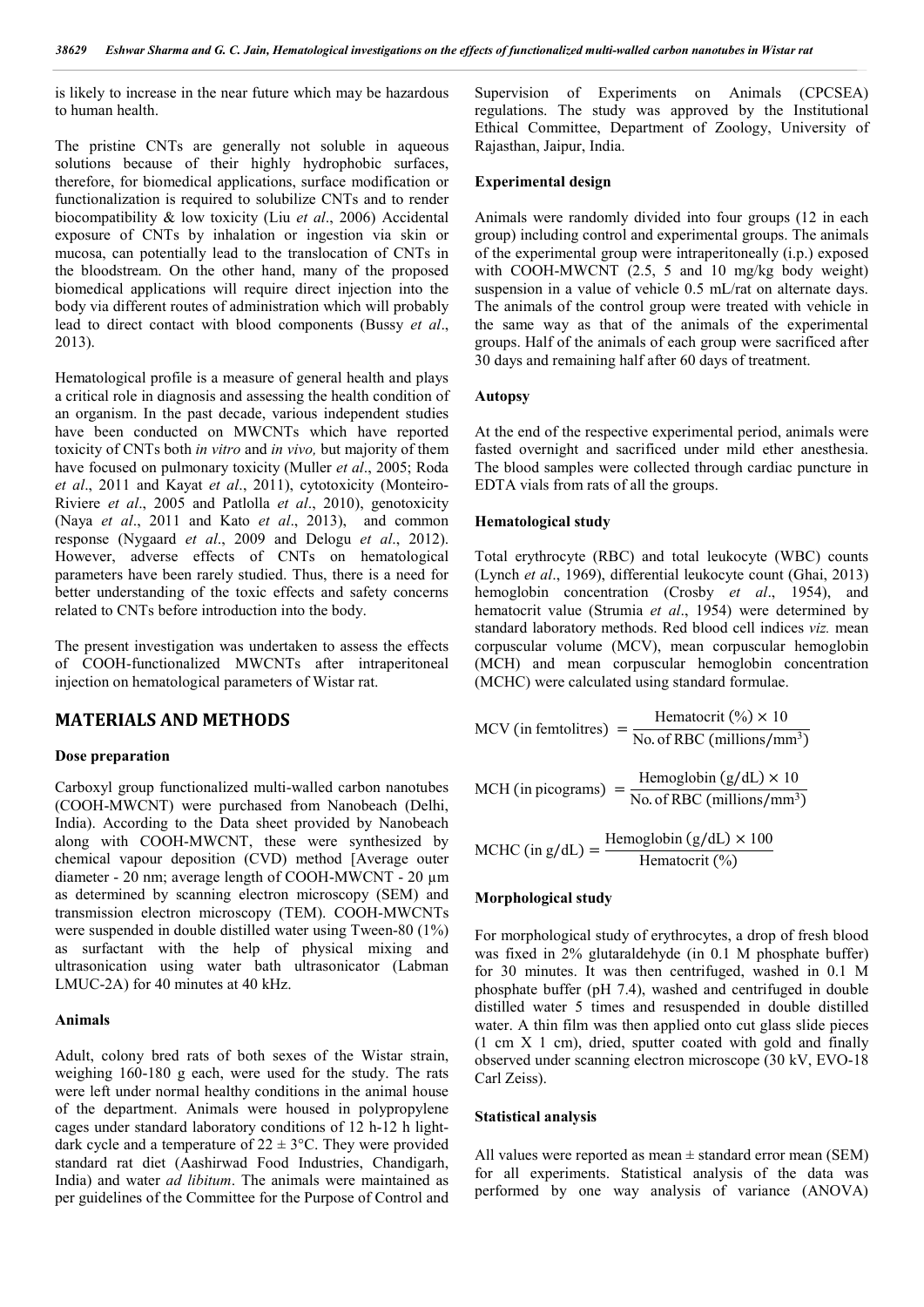is likely to increase in the near future which may be hazardous to human health.

The pristine CNTs are generally not soluble in aqueous solutions because of their highly hydrophobic surfaces, therefore, for biomedical applications, surface modification or functionalization is required to solubilize CNTs and to render biocompatibility & low toxicity (Liu *et al*., 2006) Accidental exposure of CNTs by inhalation or ingestion via skin or mucosa, can potentially lead to the translocation of CNTs in the bloodstream. On the other hand, many of the proposed biomedical applications will require direct injection into the body via different routes of administration which will probably lead to direct contact with blood components (Bussy *et al*., 2013).

Hematological profile is a measure of general health and plays a critical role in diagnosis and assessing the health condition of an organism. In the past decade, various independent studies have been conducted on MWCNTs which have reported toxicity of CNTs both *in vitro* and *in vivo,* but majority of them have focused on pulmonary toxicity (Muller *et al*., 2005; Roda *et al*., 2011 and Kayat *et al*., 2011), cytotoxicity (Monteiro-Riviere *et al*., 2005 and Patlolla *et al*., 2010), genotoxicity (Naya *et al*., 2011 and Kato *et al*., 2013), and common response (Nygaard *et al*., 2009 and Delogu *et al*., 2012). However, adverse effects of CNTs on hematological parameters have been rarely studied. Thus, there is a need for better understanding of the toxic effects and safety concerns related to CNTs before introduction into the body.

The present investigation was undertaken to assess the effects of COOH-functionalized MWCNTs after intraperitoneal injection on hematological parameters of Wistar rat.

## MATERIALS AND METHODS

### Dose preparation

Carboxyl group functionalized multi-walled carbon nanotubes (COOH-MWCNT) were purchased from Nanobeach (Delhi, India). According to the Data sheet provided by Nanobeach along with COOH-MWCNT, these were synthesized by chemical vapour deposition (CVD) method [Average outer diameter - 20 nm; average length of COOH-MWCNT - 20 µm as determined by scanning electron microscopy (SEM) and transmission electron microscopy (TEM). COOH-MWCNTs were suspended in double distilled water using Tween-80 (1%) as surfactant with the help of physical mixing and ultrasonication using water bath ultrasonicator (Labman LMUC-2A) for 40 minutes at 40 kHz.

### Animals

Adult, colony bred rats of both sexes of the Wistar strain, weighing 160-180 g each, were used for the study. The rats were left under normal healthy conditions in the animal house of the department. Animals were housed in polypropylene cages under standard laboratory conditions of 12 h-12 h light-dark cycle and a temperature of 22 ± 3°C. They were provided standard rat diet (Aashirwad Food Industries, Chandigarh, India) and water *ad libitum*. The animals were maintained as per guidelines of the Committee for the Purpose of Control and Supervision of Experiments on Animals (CPCSEA) regulations. The study was approved by the Institutional Ethical Committee, Department of Zoology, University of Rajasthan, Jaipur, India.

### Experimental design

Animals were randomly divided into four groups (12 in each group) including control and experimental groups. The animals of the experimental group were intraperitoneally (i.p.) exposed with COOH-MWCNT (2.5, 5 and 10 mg/kg body weight) suspension in a value of vehicle 0.5 mL/rat on alternate days. The animals of the control group were treated with vehicle in the same way as that of the animals of the experimental groups. Half of the animals of each group were sacrificed after 30 days and remaining half after 60 days of treatment.

### Autopsy

At the end of the respective experimental period, animals were fasted overnight and sacrificed under mild ether anesthesia. The blood samples were collected through cardiac puncture in EDTA vials from rats of all the groups.

### Hematological study

Total erythrocyte (RBC) and total leukocyte (WBC) counts (Lynch *et al*., 1969), differential leukocyte count (Ghai, 2013) hemoglobin concentration (Crosby *et al*., 1954), and hematocrit value (Strumia *et al*., 1954) were determined by standard laboratory methods. Red blood cell indices *viz.* mean corpuscular volume (MCV), mean corpuscular hemoglobin (MCH) and mean corpuscular hemoglobin concentration (MCHC) were calculated using standard formulae.

$$\text{MCV (in femtolitres)} = \frac{\text{Hematocrit (\%)} \times 10}{\text{No. of RBC (millions/mm}^3\text{)}}$$

$$\text{MCH (in picograms)} = \frac{\text{Hemoglobin (g/dL)} \times 10}{\text{No. of RBC (millions/mm}^3\text{)}}$$

$$\text{MCHC (in g/dL)} = \frac{\text{Hemoglobin (g/dL)} \times 100}{\text{Hematocrit (\%)}}$$

### Morphological study

For morphological study of erythrocytes, a drop of fresh blood was fixed in 2% glutaraldehyde (in 0.1 M phosphate buffer) for 30 minutes. It was then centrifuged, washed in 0.1 M phosphate buffer (pH 7.4), washed and centrifuged in double distilled water 5 times and resuspended in double distilled water. A thin film was then applied onto cut glass slide pieces (1 cm X 1 cm), dried, sputter coated with gold and finally observed under scanning electron microscope (30 kV, EVO-18 Carl Zeiss).

### Statistical analysis

All values were reported as mean ± standard error mean (SEM) for all experiments. Statistical analysis of the data was performed by one way analysis of variance (ANOVA)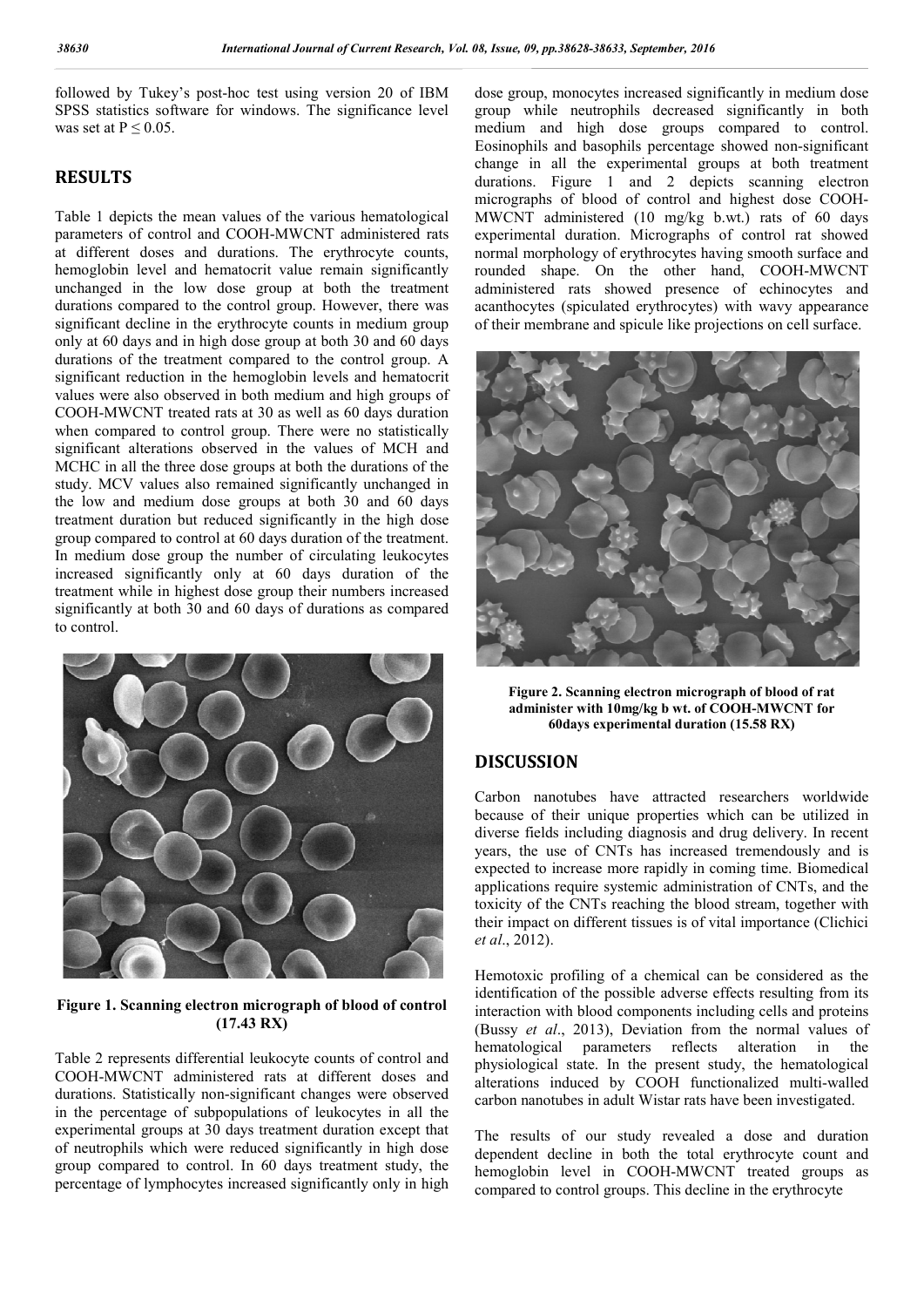followed by Tukey's post-hoc test using version 20 of IBM SPSS statistics software for windows. The significance level was set at $P \leq 0.05$.

## RESULTS

Table 1 depicts the mean values of the various hematological parameters of control and COOH-MWCNT administered rats at different doses and durations. The erythrocyte counts, hemoglobin level and hematocrit value remain significantly unchanged in the low dose group at both the treatment durations compared to the control group. However, there was significant decline in the erythrocyte counts in medium group only at 60 days and in high dose group at both 30 and 60 days durations of the treatment compared to the control group. A significant reduction in the hemoglobin levels and hematocrit values were also observed in both medium and high groups of COOH-MWCNT treated rats at 30 as well as 60 days duration when compared to control group. There were no statistically significant alterations observed in the values of MCH and MCHC in all the three dose groups at both the durations of the study. MCV values also remained significantly unchanged in the low and medium dose groups at both 30 and 60 days treatment duration but reduced significantly in the high dose group compared to control at 60 days duration of the treatment. In medium dose group the number of circulating leukocytes increased significantly only at 60 days duration of the treatment while in highest dose group their numbers increased significantly at both 30 and 60 days of durations as compared to control.

**Figure 1. Scanning electron micrograph of blood of control (17.43 RX)**

Table 2 represents differential leukocyte counts of control and COOH-MWCNT administered rats at different doses and durations. Statistically non-significant changes were observed in the percentage of subpopulations of leukocytes in all the experimental groups at 30 days treatment duration except that of neutrophils which were reduced significantly in high dose group compared to control. In 60 days treatment study, the percentage of lymphocytes increased significantly only in high dose group, monocytes increased significantly in medium dose group while neutrophils decreased significantly in both medium and high dose groups compared to control. Eosinophils and basophils percentage showed non-significant change in all the experimental groups at both treatment durations. Figure 1 and 2 depicts scanning electron micrographs of blood of control and highest dose COOH-MWCNT administered (10 mg/kg b.wt.) rats of 60 days experimental duration. Micrographs of control rat showed normal morphology of erythrocytes having smooth surface and rounded shape. On the other hand, COOH-MWCNT administered rats showed presence of echinocytes and acanthocytes (spiculated erythrocytes) with wavy appearance of their membrane and spicule like projections on cell surface.

**Figure 2. Scanning electron micrograph of blood of rat administer with 10mg/kg b wt. of COOH-MWCNT for 60days experimental duration (15.58 RX)**

## DISCUSSION

Carbon nanotubes have attracted researchers worldwide because of their unique properties which can be utilized in diverse fields including diagnosis and drug delivery. In recent years, the use of CNTs has increased tremendously and is expected to increase more rapidly in coming time. Biomedical applications require systemic administration of CNTs, and the toxicity of the CNTs reaching the blood stream, together with their impact on different tissues is of vital importance (Clichici *et al*., 2012).

Hemotoxic profiling of a chemical can be considered as the identification of the possible adverse effects resulting from its interaction with blood components including cells and proteins (Bussy *et al*., 2013), Deviation from the normal values of hematological parameters reflects alteration in the physiological state. In the present study, the hematological alterations induced by COOH functionalized multi-walled carbon nanotubes in adult Wistar rats have been investigated.

The results of our study revealed a dose and duration dependent decline in both the total erythrocyte count and hemoglobin level in COOH-MWCNT treated groups as compared to control groups. This decline in the erythrocyte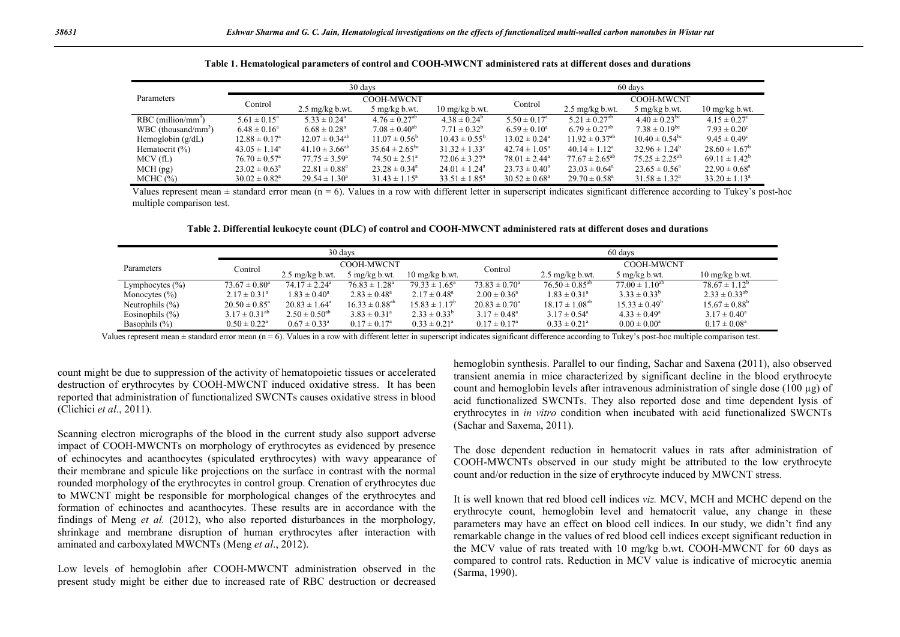**Table 1. Hematological parameters of control and COOH-MWCNT administered rats at different doses and durations**

| Parameters | 30 days | | | | 60 days | | | |
|---|---|---|---|---|---|---|---|---|
| | Control | COOH-MWCNT 2.5 mg/kg b.wt. | COOH-MWCNT 5 mg/kg b.wt. | COOH-MWCNT 10 mg/kg b.wt. | Control | COOH-MWCNT 2.5 mg/kg b.wt. | COOH-MWCNT 5 mg/kg b.wt. | COOH-MWCNT 10 mg/kg b.wt. |
| RBC (million/mm$^3$) | $5.61 \pm 0.15^a$ | $5.33 \pm 0.24^a$ | $4.76 \pm 0.27^{ab}$ | $4.38 \pm 0.24^b$ | $5.50 \pm 0.17^a$ | $5.21 \pm 0.27^{ab}$ | $4.40 \pm 0.23^{bc}$ | $4.15 \pm 0.27^c$ |
| WBC (thousand/mm$^3$) | $6.48 \pm 0.16^a$ | $6.68 \pm 0.28^a$ | $7.08 \pm 0.40^{ab}$ | $7.71 \pm 0.32^b$ | $6.59 \pm 0.10^a$ | $6.79 \pm 0.27^{ab}$ | $7.38 \pm 0.19^{bc}$ | $7.93 \pm 0.20^c$ |
| Hemoglobin (g/dL) | $12.88 \pm 0.17^a$ | $12.07 \pm 0.34^{ab}$ | $11.07 \pm 0.56^b$ | $10.43 \pm 0.55^b$ | $13.02 \pm 0.24^a$ | $11.92 \pm 0.37^{ab}$ | $10.40 \pm 0.54^{bc}$ | $9.45 \pm 0.49^c$ |
| Hematocrit (%) | $43.05 \pm 1.14^a$ | $41.10 \pm 3.66^{ab}$ | $35.64 \pm 2.65^{bc}$ | $31.32 \pm 1.33^c$ | $42.74 \pm 1.05^a$ | $40.14 \pm 1.12^a$ | $32.96 \pm 1.24^b$ | $28.60 \pm 1.67^b$ |
| MCV (fL) | $76.70 \pm 0.57^a$ | $77.75 \pm 3.59^a$ | $74.50 \pm 2.51^a$ | $72.06 \pm 3.27^a$ | $78.01 \pm 2.44^a$ | $77.67 \pm 2.65^{ab}$ | $75.25 \pm 2.25^{ab}$ | $69.11 \pm 1.42^b$ |
| MCH (pg) | $23.02 \pm 0.63^a$ | $22.81 \pm 0.88^a$ | $23.28 \pm 0.34^a$ | $24.01 \pm 1.24^a$ | $23.73 \pm 0.40^a$ | $23.03 \pm 0.64^a$ | $23.65 \pm 0.56^a$ | $22.90 \pm 0.68^a$ |
| MCHC (%) | $30.02 \pm 0.82^a$ | $29.54 \pm 1.30^a$ | $31.43 \pm 1.15^a$ | $33.51 \pm 1.85^a$ | $30.52 \pm 0.68^a$ | $29.70 \pm 0.58^a$ | $31.58 \pm 1.32^a$ | $33.20 \pm 1.13^a$ |

Values represent mean ± standard error mean (n = 6). Values in a row with different letter in superscript indicates significant difference according to Tukey's post-hoc multiple comparison test.

**Table 2. Differential leukocyte count (DLC) of control and COOH-MWCNT administered rats at different doses and durations**

| Parameters | 30 days | | | | 60 days | | | |
|---|---|---|---|---|---|---|---|---|
| | Control | COOH-MWCNT 2.5 mg/kg b.wt. | COOH-MWCNT 5 mg/kg b.wt. | COOH-MWCNT 10 mg/kg b.wt. | Control | COOH-MWCNT 2.5 mg/kg b.wt. | COOH-MWCNT 5 mg/kg b.wt. | COOH-MWCNT 10 mg/kg b.wt. |
| Lymphocytes (%) | $73.67 \pm 0.80^a$ | $74.17 \pm 2.24^a$ | $76.83 \pm 1.28^a$ | $79.33 \pm 1.65^a$ | $73.83 \pm 0.70^a$ | $76.50 \pm 0.85^{ab}$ | $77.00 \pm 1.10^{ab}$ | $78.67 \pm 1.12^b$ |
| Monocytes (%) | $2.17 \pm 0.31^a$ | $1.83 \pm 0.40^a$ | $2.83 \pm 0.48^a$ | $2.17 \pm 0.48^a$ | $2.00 \pm 0.36^a$ | $1.83 \pm 0.31^a$ | $3.33 \pm 0.33^b$ | $2.33 \pm 0.33^{ab}$ |
| Neutrophils (%) | $20.50 \pm 0.85^a$ | $20.83 \pm 1.64^a$ | $16.33 \pm 0.88^{ab}$ | $15.83 \pm 1.17^b$ | $20.83 \pm 0.70^a$ | $18.17 \pm 1.08^{ab}$ | $15.33 \pm 0.49^b$ | $15.67 \pm 0.88^b$ |
| Eosinophils (%) | $3.17 \pm 0.31^{ab}$ | $2.50 \pm 0.50^{ab}$ | $3.83 \pm 0.31^a$ | $2.33 \pm 0.33^b$ | $3.17 \pm 0.48^a$ | $3.17 \pm 0.54^a$ | $4.33 \pm 0.49^a$ | $3.17 \pm 0.40^a$ |
| Basophils (%) | $0.50 \pm 0.22^a$ | $0.67 \pm 0.33^a$ | $0.17 \pm 0.17^a$ | $0.33 \pm 0.21^a$ | $0.17 \pm 0.17^a$ | $0.33 \pm 0.21^a$ | $0.00 \pm 0.00^a$ | $0.17 \pm 0.08^a$ |

Values represent mean ± standard error mean (n = 6). Values in a row with different letter in superscript indicates significant difference according to Tukey's post-hoc multiple comparison test.

count might be due to suppression of the activity of hematopoietic tissues or accelerated destruction of erythrocytes by COOH-MWCNT induced oxidative stress. It has been reported that administration of functionalized SWCNTs causes oxidative stress in blood (Clichici *et al*., 2011).

Scanning electron micrographs of the blood in the current study also support adverse impact of COOH-MWCNTs on morphology of erythrocytes as evidenced by presence of echinocytes and acanthocytes (spiculated erythrocytes) with wavy appearance of their membrane and spicule like projections on the surface in contrast with the normal rounded morphology of the erythrocytes in control group. Crenation of erythrocytes due to MWCNT might be responsible for morphological changes of the erythrocytes and formation of echinoctes and acanthocytes. These results are in accordance with the findings of Meng *et al.* (2012), who also reported disturbances in the morphology, shrinkage and membrane disruption of human erythrocytes after interaction with aminated and carboxylated MWCNTs (Meng *et al*., 2012).

Low levels of hemoglobin after COOH-MWCNT administration observed in the present study might be either due to increased rate of RBC destruction or decreased hemoglobin synthesis. Parallel to our finding, Sachar and Saxena (2011), also observed transient anemia in mice characterized by significant decline in the blood erythrocyte count and hemoglobin levels after intravenous administration of single dose (100 µg) of acid functionalized SWCNTs. They also reported dose and time dependent lysis of erythrocytes in *in vitro* condition when incubated with acid functionalized SWCNTs (Sachar and Saxema, 2011).

The dose dependent reduction in hematocrit values in rats after administration of COOH-MWCNTs observed in our study might be attributed to the low erythrocyte count and/or reduction in the size of erythrocyte induced by MWCNT stress.

It is well known that red blood cell indices *viz.* MCV, MCH and MCHC depend on the erythrocyte count, hemoglobin level and hematocrit value, any change in these parameters may have an effect on blood cell indices. In our study, we didn't find any remarkable change in the values of red blood cell indices except significant reduction in the MCV value of rats treated with 10 mg/kg b.wt. COOH-MWCNT for 60 days as compared to control rats. Reduction in MCV value is indicative of microcytic anemia (Sarma, 1990).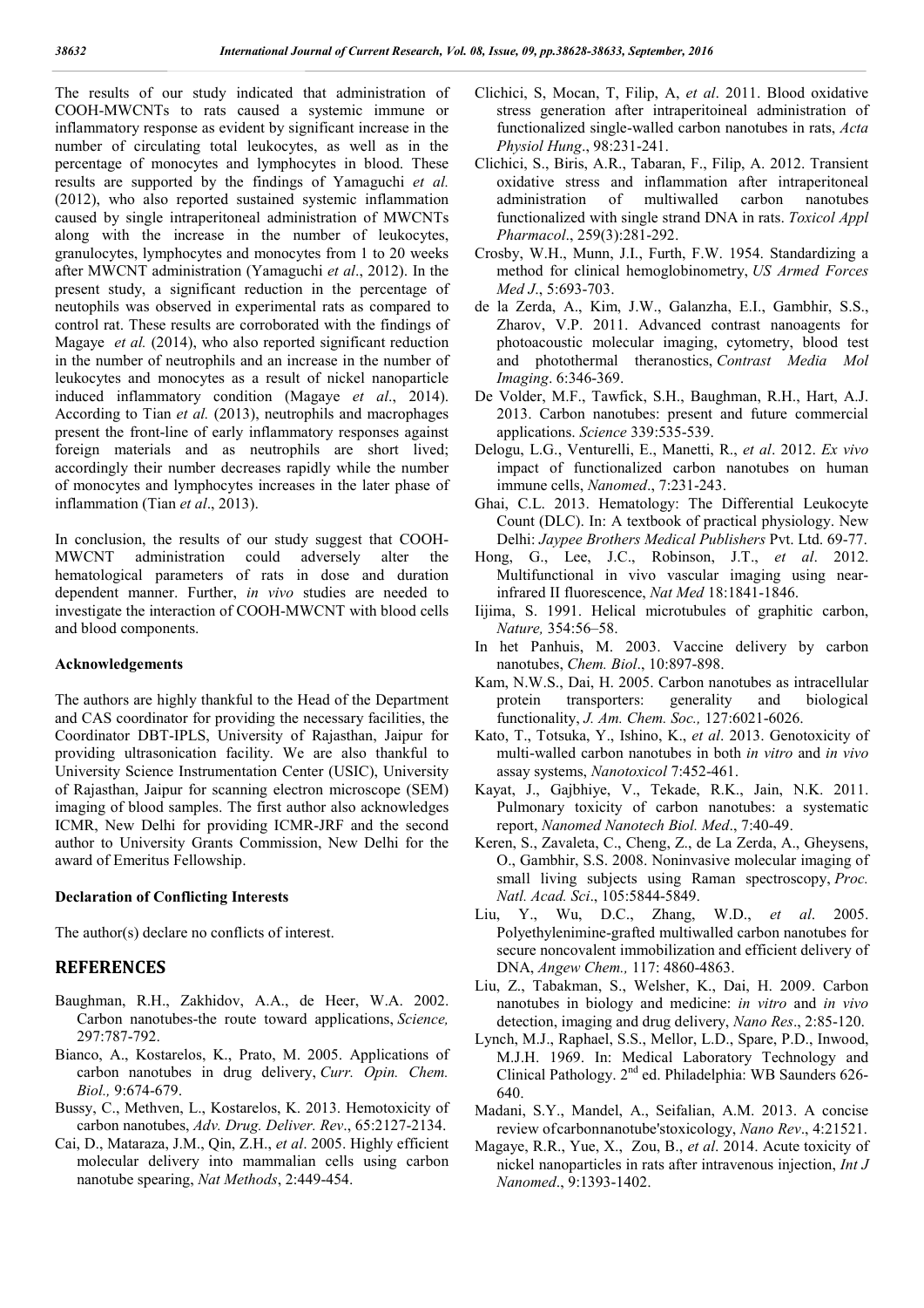The results of our study indicated that administration of COOH-MWCNTs to rats caused a systemic immune or inflammatory response as evident by significant increase in the number of circulating total leukocytes, as well as in the percentage of monocytes and lymphocytes in blood. These results are supported by the findings of Yamaguchi *et al.* (2012), who also reported sustained systemic inflammation caused by single intraperitoneal administration of MWCNTs along with the increase in the number of leukocytes, granulocytes, lymphocytes and monocytes from 1 to 20 weeks after MWCNT administration (Yamaguchi *et al*., 2012). In the present study, a significant reduction in the percentage of neutophils was observed in experimental rats as compared to control rat. These results are corroborated with the findings of Magaye *et al.* (2014), who also reported significant reduction in the number of neutrophils and an increase in the number of leukocytes and monocytes as a result of nickel nanoparticle induced inflammatory condition (Magaye *et al*., 2014). According to Tian *et al.* (2013), neutrophils and macrophages present the front-line of early inflammatory responses against foreign materials and as neutrophils are short lived; accordingly their number decreases rapidly while the number of monocytes and lymphocytes increases in the later phase of inflammation (Tian *et al*., 2013).

In conclusion, the results of our study suggest that COOH-MWCNT administration could adversely alter the hematological parameters of rats in dose and duration dependent manner. Further, *in vivo* studies are needed to investigate the interaction of COOH-MWCNT with blood cells and blood components.

**Acknowledgements**

The authors are highly thankful to the Head of the Department and CAS coordinator for providing the necessary facilities, the Coordinator DBT-IPLS, University of Rajasthan, Jaipur for providing ultrasonication facility. We are also thankful to University Science Instrumentation Center (USIC), University of Rajasthan, Jaipur for scanning electron microscope (SEM) imaging of blood samples. The first author also acknowledges ICMR, New Delhi for providing ICMR-JRF and the second author to University Grants Commission, New Delhi for the award of Emeritus Fellowship.

**Declaration of Conflicting Interests**

The author(s) declare no conflicts of interest.

## REFERENCES

Baughman, R.H., Zakhidov, A.A., de Heer, W.A. 2002. Carbon nanotubes-the route toward applications, *Science,* 297:787-792.

Bianco, A., Kostarelos, K., Prato, M. 2005. Applications of carbon nanotubes in drug delivery, *Curr. Opin. Chem. Biol.,* 9:674-679.

Bussy, C., Methven, L., Kostarelos, K. 2013. Hemotoxicity of carbon nanotubes, *Adv. Drug. Deliver. Rev*., 65:2127-2134.

Cai, D., Mataraza, J.M., Qin, Z.H., *et al*. 2005. Highly efficient molecular delivery into mammalian cells using carbon nanotube spearing, *Nat Methods*, 2:449-454.

Clichici, S, Mocan, T, Filip, A, *et al*. 2011. Blood oxidative stress generation after intraperitoineal administration of functionalized single-walled carbon nanotubes in rats, *Acta Physiol Hung*., 98:231-241.

Clichici, S., Biris, A.R., Tabaran, F., Filip, A. 2012. Transient oxidative stress and inflammation after intraperitoneal administration of multiwalled carbon nanotubes functionalized with single strand DNA in rats. *Toxicol Appl Pharmacol*., 259(3):281-292.

Crosby, W.H., Munn, J.I., Furth, F.W. 1954. Standardizing a method for clinical hemoglobinometry, *US Armed Forces Med J*., 5:693-703.

de la Zerda, A., Kim, J.W., Galanzha, E.I., Gambhir, S.S., Zharov, V.P. 2011. Advanced contrast nanoagents for photoacoustic molecular imaging, cytometry, blood test and photothermal theranostics, *Contrast Media Mol Imaging*. 6:346-369.

De Volder, M.F., Tawfick, S.H., Baughman, R.H., Hart, A.J. 2013. Carbon nanotubes: present and future commercial applications. *Science* 339:535-539.

Delogu, L.G., Venturelli, E., Manetti, R., *et al*. 2012. *Ex vivo* impact of functionalized carbon nanotubes on human immune cells, *Nanomed*., 7:231-243.

Ghai, C.L. 2013. Hematology: The Differential Leukocyte Count (DLC). In: A textbook of practical physiology. New Delhi: *Jaypee Brothers Medical Publishers* Pvt. Ltd. 69-77.

Hong, G., Lee, J.C., Robinson, J.T., *et al*. 2012. Multifunctional in vivo vascular imaging using near-infrared II fluorescence, *Nat Med* 18:1841-1846.

Iijima, S. 1991. Helical microtubules of graphitic carbon, *Nature,* 354:56–58.

In het Panhuis, M. 2003. Vaccine delivery by carbon nanotubes, *Chem. Biol*., 10:897-898.

Kam, N.W.S., Dai, H. 2005. Carbon nanotubes as intracellular protein transporters: generality and biological functionality, *J. Am. Chem. Soc.,* 127:6021-6026.

Kato, T., Totsuka, Y., Ishino, K., *et al*. 2013. Genotoxicity of multi-walled carbon nanotubes in both *in vitro* and *in vivo* assay systems, *Nanotoxicol* 7:452-461.

Kayat, J., Gajbhiye, V., Tekade, R.K., Jain, N.K. 2011. Pulmonary toxicity of carbon nanotubes: a systematic report, *Nanomed Nanotech Biol. Med*., 7:40-49.

Keren, S., Zavaleta, C., Cheng, Z., de La Zerda, A., Gheysens, O., Gambhir, S.S. 2008. Noninvasive molecular imaging of small living subjects using Raman spectroscopy, *Proc. Natl. Acad. Sci*., 105:5844-5849.

Liu, Y., Wu, D.C., Zhang, W.D., *et al*. 2005. Polyethylenimine-grafted multiwalled carbon nanotubes for secure noncovalent immobilization and efficient delivery of DNA, *Angew Chem.,* 117: 4860-4863.

Liu, Z., Tabakman, S., Welsher, K., Dai, H. 2009. Carbon nanotubes in biology and medicine: *in vitro* and *in vivo* detection, imaging and drug delivery, *Nano Res*., 2:85-120.

Lynch, M.J., Raphael, S.S., Mellor, L.D., Spare, P.D., Inwood, M.J.H. 1969. In: Medical Laboratory Technology and Clinical Pathology. 2nd ed. Philadelphia: WB Saunders 626-640.

Madani, S.Y., Mandel, A., Seifalian, A.M. 2013. A concise review ofcarbonnanotube'stoxicology, *Nano Rev*., 4:21521.

Magaye, R.R., Yue, X., Zou, B., *et al*. 2014. Acute toxicity of nickel nanoparticles in rats after intravenous injection, *Int J Nanomed*., 9:1393-1402.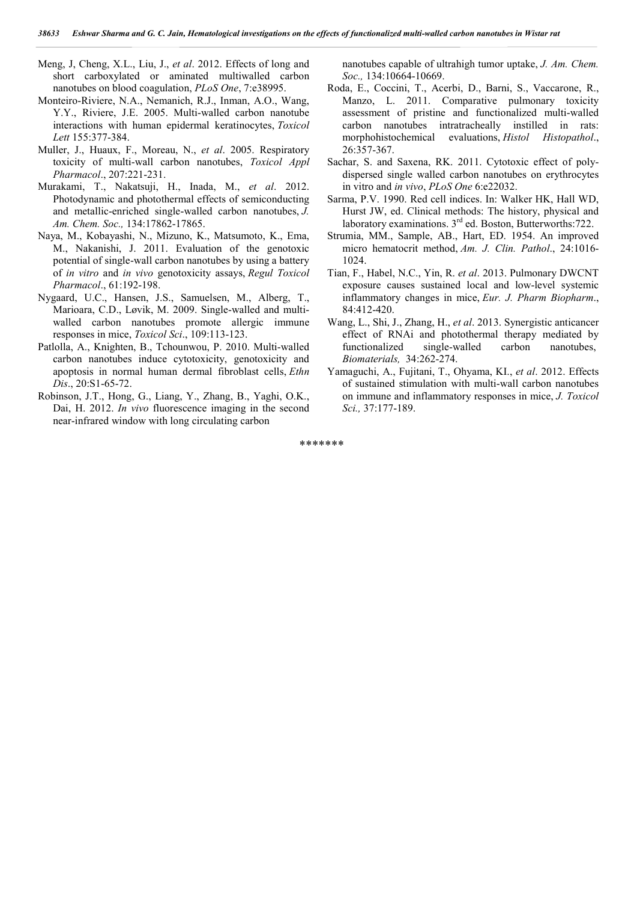Meng, J, Cheng, X.L., Liu, J., *et al*. 2012. Effects of long and short carboxylated or aminated multiwalled carbon nanotubes on blood coagulation, *PLoS One*, 7:e38995.

Monteiro-Riviere, N.A., Nemanich, R.J., Inman, A.O., Wang, Y.Y., Riviere, J.E. 2005. Multi-walled carbon nanotube interactions with human epidermal keratinocytes, *Toxicol Lett* 155:377-384.

Muller, J., Huaux, F., Moreau, N., *et al*. 2005. Respiratory toxicity of multi-wall carbon nanotubes, *Toxicol Appl Pharmacol*., 207:221-231.

Murakami, T., Nakatsuji, H., Inada, M., *et al*. 2012. Photodynamic and photothermal effects of semiconducting and metallic-enriched single-walled carbon nanotubes, *J. Am. Chem. Soc.,* 134:17862-17865.

Naya, M., Kobayashi, N., Mizuno, K., Matsumoto, K., Ema, M., Nakanishi, J. 2011. Evaluation of the genotoxic potential of single-wall carbon nanotubes by using a battery of *in vitro* and *in vivo* genotoxicity assays, *Regul Toxicol Pharmacol*., 61:192-198.

Nygaard, U.C., Hansen, J.S., Samuelsen, M., Alberg, T., Marioara, C.D., Løvik, M. 2009. Single-walled and multi-walled carbon nanotubes promote allergic immune responses in mice, *Toxicol Sci*., 109:113-123.

Patlolla, A., Knighten, B., Tchounwou, P. 2010. Multi-walled carbon nanotubes induce cytotoxicity, genotoxicity and apoptosis in normal human dermal fibroblast cells, *Ethn Dis*., 20:S1-65-72.

Robinson, J.T., Hong, G., Liang, Y., Zhang, B., Yaghi, O.K., Dai, H. 2012. *In vivo* fluorescence imaging in the second near-infrared window with long circulating carbon nanotubes capable of ultrahigh tumor uptake, *J. Am. Chem. Soc.,* 134:10664-10669.

Roda, E., Coccini, T., Acerbi, D., Barni, S., Vaccarone, R., Manzo, L. 2011. Comparative pulmonary toxicity assessment of pristine and functionalized multi-walled carbon nanotubes intratracheally instilled in rats: morphohistochemical evaluations, *Histol Histopathol*., 26:357-367.

Sachar, S. and Saxena, RK. 2011. Cytotoxic effect of poly-dispersed single walled carbon nanotubes on erythrocytes in vitro and *in vivo*, *PLoS One* 6:e22032.

Sarma, P.V. 1990. Red cell indices. In: Walker HK, Hall WD, Hurst JW, ed. Clinical methods: The history, physical and laboratory examinations. 3rd ed. Boston, Butterworths:722.

Strumia, MM., Sample, AB., Hart, ED. 1954. An improved micro hematocrit method, *Am. J. Clin. Pathol*., 24:1016-1024.

Tian, F., Habel, N.C., Yin, R. *et al*. 2013. Pulmonary DWCNT exposure causes sustained local and low-level systemic inflammatory changes in mice, *Eur. J. Pharm Biopharm*., 84:412-420.

Wang, L., Shi, J., Zhang, H., *et al*. 2013. Synergistic anticancer effect of RNAi and photothermal therapy mediated by functionalized single-walled carbon nanotubes, *Biomaterials,* 34:262-274.

Yamaguchi, A., Fujitani, T., Ohyama, KI., *et al*. 2012. Effects of sustained stimulation with multi-wall carbon nanotubes on immune and inflammatory responses in mice, *J. Toxicol Sci.,* 37:177-189.

*******